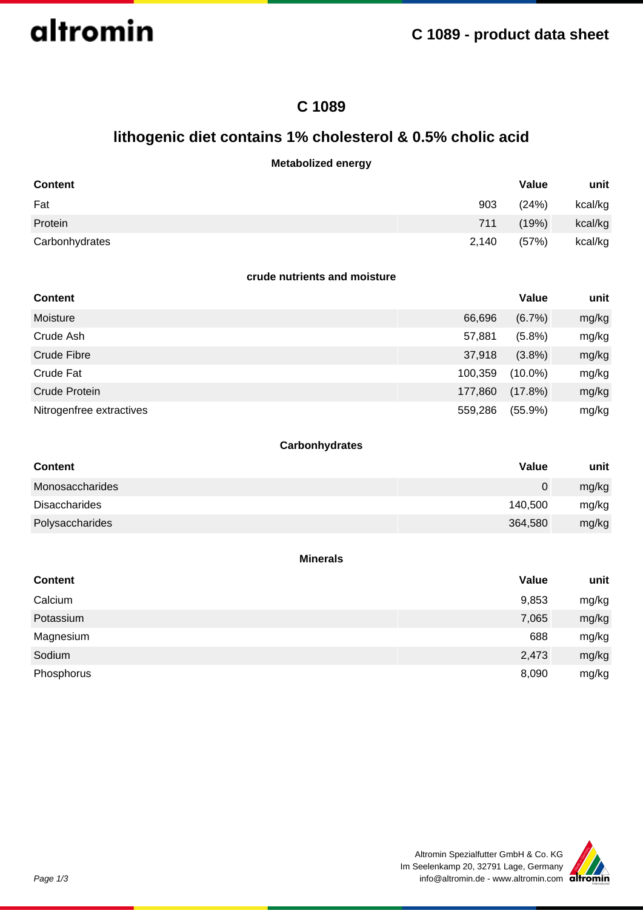# C 1089

## lithogenic diet contains 1% cholesterol & 0.5% cholic acid

### Metabolized energy

| Content | Value | | unit |
|---|---|---|---|
| Fat | 903 | (24%) | kcal/kg |
| Protein | 711 | (19%) | kcal/kg |
| Carbonhydrates | 2,140 | (57%) | kcal/kg |

### crude nutrients and moisture

| Content | Value | | unit |
|---|---|---|---|
| Moisture | 66,696 | (6.7%) | mg/kg |
| Crude Ash | 57,881 | (5.8%) | mg/kg |
| Crude Fibre | 37,918 | (3.8%) | mg/kg |
| Crude Fat | 100,359 | (10.0%) | mg/kg |
| Crude Protein | 177,860 | (17.8%) | mg/kg |
| Nitrogenfree extractives | 559,286 | (55.9%) | mg/kg |

### Carbonhydrates

| Content | Value | unit |
|---|---|---|
| Monosaccharides | 0 | mg/kg |
| Disaccharides | 140,500 | mg/kg |
| Polysaccharides | 364,580 | mg/kg |

### Minerals

| Content | Value | unit |
|---|---|---|
| Calcium | 9,853 | mg/kg |
| Potassium | 7,065 | mg/kg |
| Magnesium | 688 | mg/kg |
| Sodium | 2,473 | mg/kg |
| Phosphorus | 8,090 | mg/kg |

Altromin Spezialfutter GmbH & Co. KG
Im Seelenkamp 20, 32791 Lage, Germany
info@altromin.de - www.altromin.com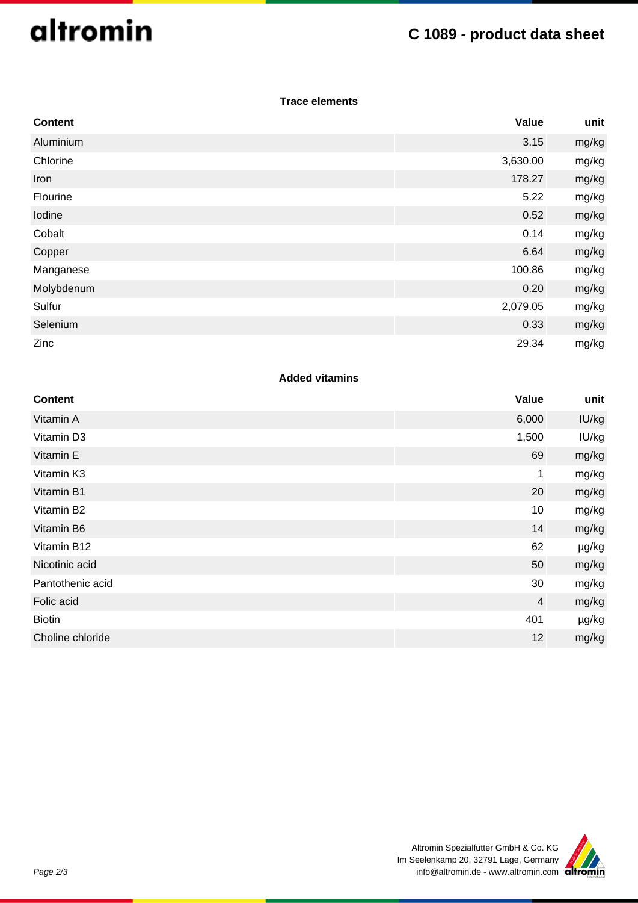### Trace elements

| Content | Value | unit |
|---|---|---|
| Aluminium | 3.15 | mg/kg |
| Chlorine | 3,630.00 | mg/kg |
| Iron | 178.27 | mg/kg |
| Flourine | 5.22 | mg/kg |
| Iodine | 0.52 | mg/kg |
| Cobalt | 0.14 | mg/kg |
| Copper | 6.64 | mg/kg |
| Manganese | 100.86 | mg/kg |
| Molybdenum | 0.20 | mg/kg |
| Sulfur | 2,079.05 | mg/kg |
| Selenium | 0.33 | mg/kg |
| Zinc | 29.34 | mg/kg |

### Added vitamins

| Content | Value | unit |
|---|---|---|
| Vitamin A | 6,000 | IU/kg |
| Vitamin D3 | 1,500 | IU/kg |
| Vitamin E | 69 | mg/kg |
| Vitamin K3 | 1 | mg/kg |
| Vitamin B1 | 20 | mg/kg |
| Vitamin B2 | 10 | mg/kg |
| Vitamin B6 | 14 | mg/kg |
| Vitamin B12 | 62 | µg/kg |
| Nicotinic acid | 50 | mg/kg |
| Pantothenic acid | 30 | mg/kg |
| Folic acid | 4 | mg/kg |
| Biotin | 401 | µg/kg |
| Choline chloride | 12 | mg/kg |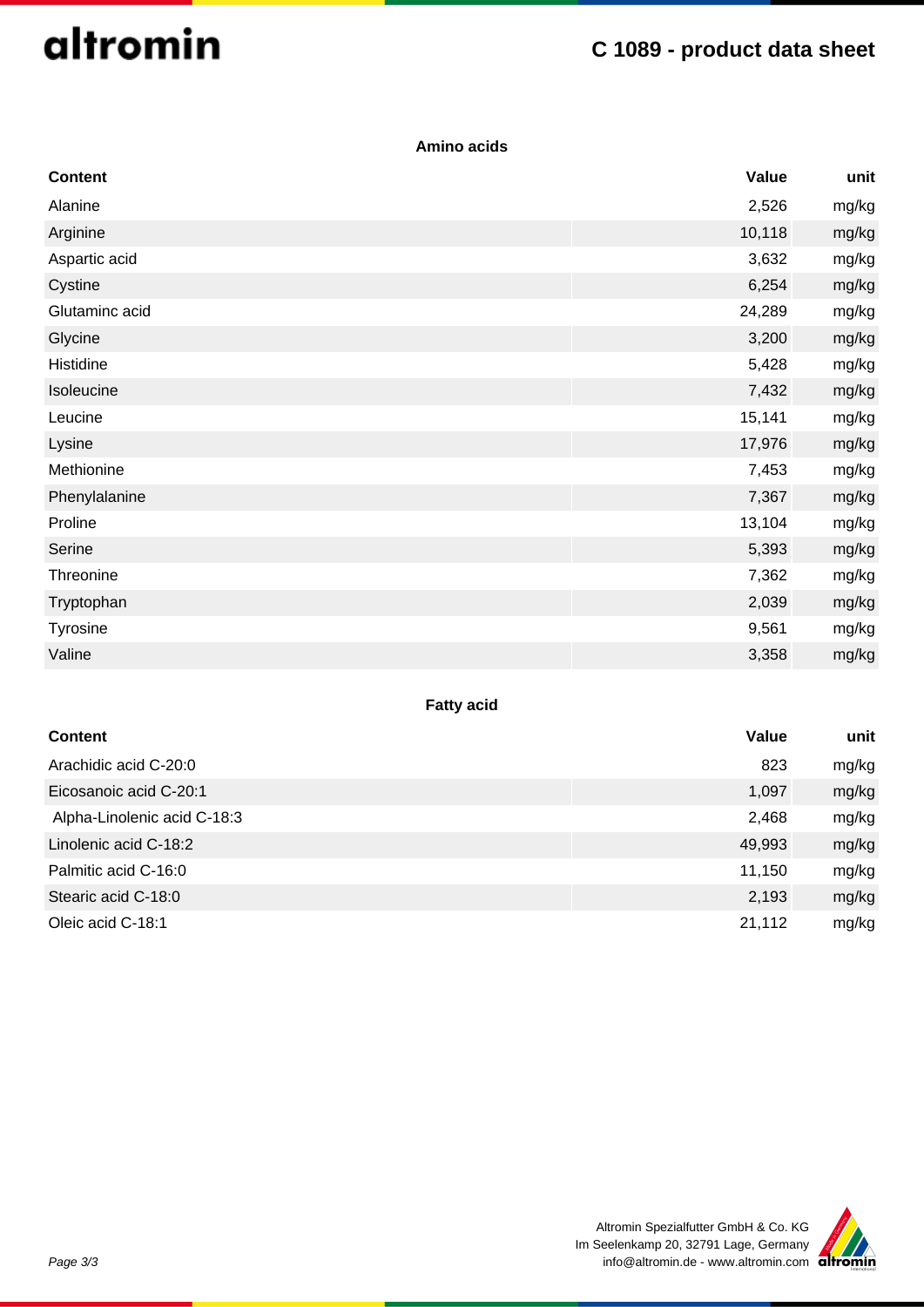# C 1089 - product data sheet

## Amino acids

| Content | Value | unit |
|---|---|---|
| Alanine | 2,526 | mg/kg |
| Arginine | 10,118 | mg/kg |
| Aspartic acid | 3,632 | mg/kg |
| Cystine | 6,254 | mg/kg |
| Glutaminc acid | 24,289 | mg/kg |
| Glycine | 3,200 | mg/kg |
| Histidine | 5,428 | mg/kg |
| Isoleucine | 7,432 | mg/kg |
| Leucine | 15,141 | mg/kg |
| Lysine | 17,976 | mg/kg |
| Methionine | 7,453 | mg/kg |
| Phenylalanine | 7,367 | mg/kg |
| Proline | 13,104 | mg/kg |
| Serine | 5,393 | mg/kg |
| Threonine | 7,362 | mg/kg |
| Tryptophan | 2,039 | mg/kg |
| Tyrosine | 9,561 | mg/kg |
| Valine | 3,358 | mg/kg |

## Fatty acid

| Content | Value | unit |
|---|---|---|
| Arachidic acid C-20:0 | 823 | mg/kg |
| Eicosanoic acid C-20:1 | 1,097 | mg/kg |
| Alpha-Linolenic acid C-18:3 | 2,468 | mg/kg |
| Linolenic acid C-18:2 | 49,993 | mg/kg |
| Palmitic acid C-16:0 | 11,150 | mg/kg |
| Stearic acid C-18:0 | 2,193 | mg/kg |
| Oleic acid C-18:1 | 21,112 | mg/kg |

Altromin Spezialfutter GmbH & Co. KG
Im Seelenkamp 20, 32791 Lage, Germany
info@altromin.de - www.altromin.com